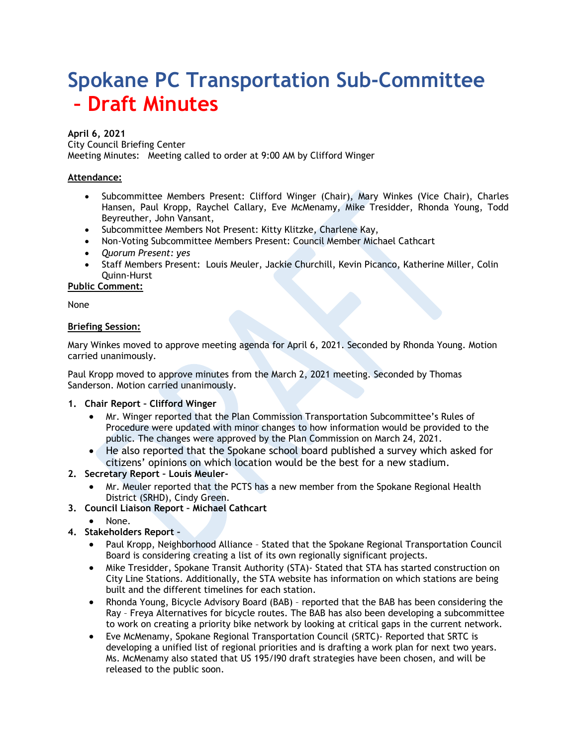# Spokane PC Transportation Sub-Committee – Draft Minutes

**April 6, 2021**
City Council Briefing Center
Meeting Minutes: Meeting called to order at 9:00 AM by Clifford Winger

**Attendance:**

- Subcommittee Members Present: Clifford Winger (Chair), Mary Winkes (Vice Chair), Charles Hansen, Paul Kropp, Raychel Callary, Eve McMenamy, Mike Tresidder, Rhonda Young, Todd Beyreuther, John Vansant,
- Subcommittee Members Not Present: Kitty Klitzke, Charlene Kay,
- Non-Voting Subcommittee Members Present: Council Member Michael Cathcart
- *Quorum Present: yes*
- Staff Members Present: Louis Meuler, Jackie Churchill, Kevin Picanco, Katherine Miller, Colin Quinn-Hurst

**Public Comment:**

None

**Briefing Session:**

Mary Winkes moved to approve meeting agenda for April 6, 2021. Seconded by Rhonda Young. Motion carried unanimously.

Paul Kropp moved to approve minutes from the March 2, 2021 meeting. Seconded by Thomas Sanderson. Motion carried unanimously.

1. **Chair Report – Clifford Winger**
   - Mr. Winger reported that the Plan Commission Transportation Subcommittee's Rules of Procedure were updated with minor changes to how information would be provided to the public. The changes were approved by the Plan Commission on March 24, 2021.
   - He also reported that the Spokane school board published a survey which asked for citizens' opinions on which location would be the best for a new stadium.
2. **Secretary Report – Louis Meuler-**
   - Mr. Meuler reported that the PCTS has a new member from the Spokane Regional Health District (SRHD), Cindy Green.
3. **Council Liaison Report – Michael Cathcart**
   - None.
4. **Stakeholders Report –**
   - Paul Kropp, Neighborhood Alliance – Stated that the Spokane Regional Transportation Council Board is considering creating a list of its own regionally significant projects.
   - Mike Tresidder, Spokane Transit Authority (STA)- Stated that STA has started construction on City Line Stations. Additionally, the STA website has information on which stations are being built and the different timelines for each station.
   - Rhonda Young, Bicycle Advisory Board (BAB) – reported that the BAB has been considering the Ray – Freya Alternatives for bicycle routes. The BAB has also been developing a subcommittee to work on creating a priority bike network by looking at critical gaps in the current network.
   - Eve McMenamy, Spokane Regional Transportation Council (SRTC)- Reported that SRTC is developing a unified list of regional priorities and is drafting a work plan for next two years. Ms. McMenamy also stated that US 195/I90 draft strategies have been chosen, and will be released to the public soon.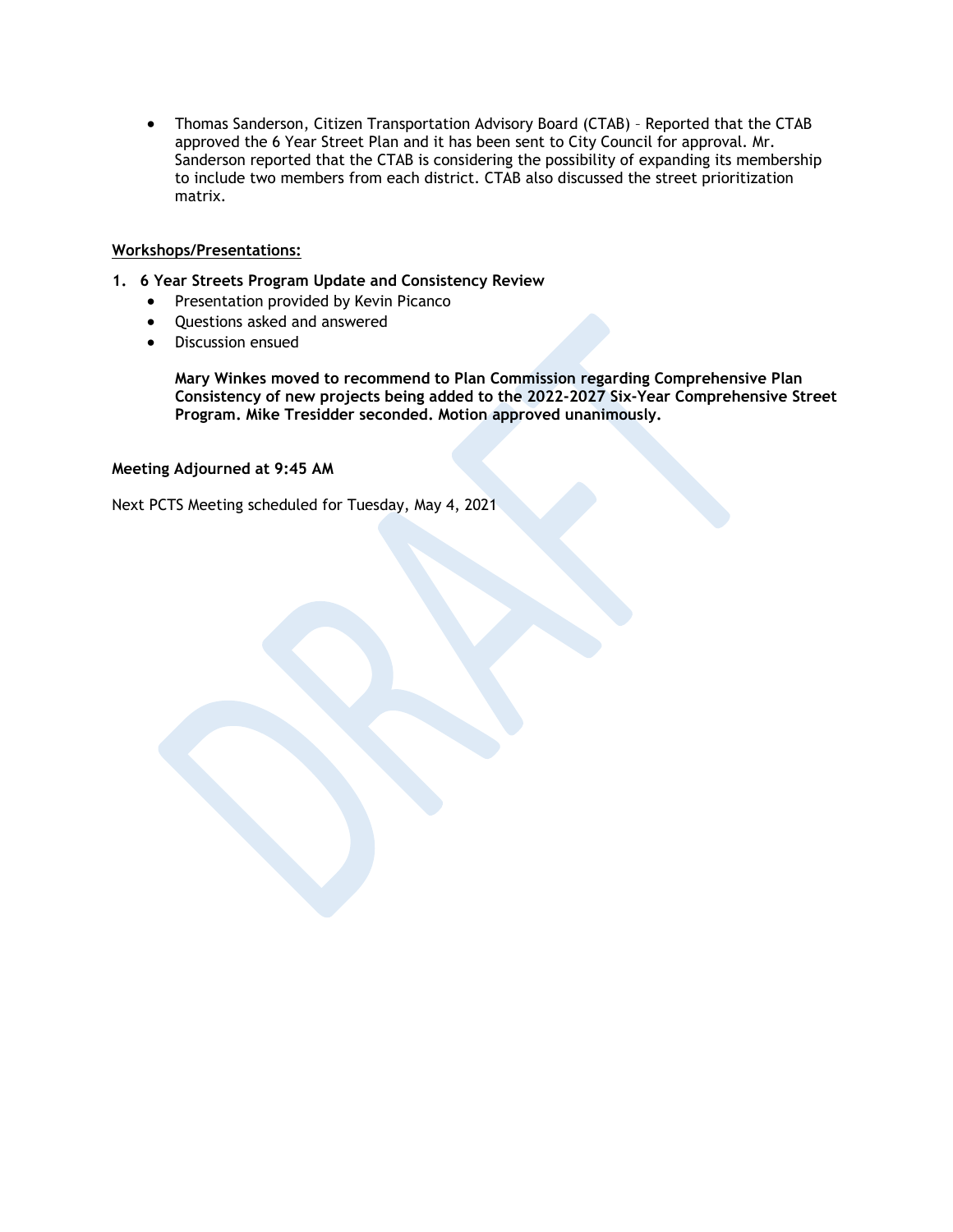- Thomas Sanderson, Citizen Transportation Advisory Board (CTAB) – Reported that the CTAB approved the 6 Year Street Plan and it has been sent to City Council for approval. Mr. Sanderson reported that the CTAB is considering the possibility of expanding its membership to include two members from each district. CTAB also discussed the street prioritization matrix.

**Workshops/Presentations:**

1. **6 Year Streets Program Update and Consistency Review**
   - Presentation provided by Kevin Picanco
   - Questions asked and answered
   - Discussion ensued

   **Mary Winkes moved to recommend to Plan Commission regarding Comprehensive Plan Consistency of new projects being added to the 2022-2027 Six-Year Comprehensive Street Program. Mike Tresidder seconded. Motion approved unanimously.**

**Meeting Adjourned at 9:45 AM**

Next PCTS Meeting scheduled for Tuesday, May 4, 2021